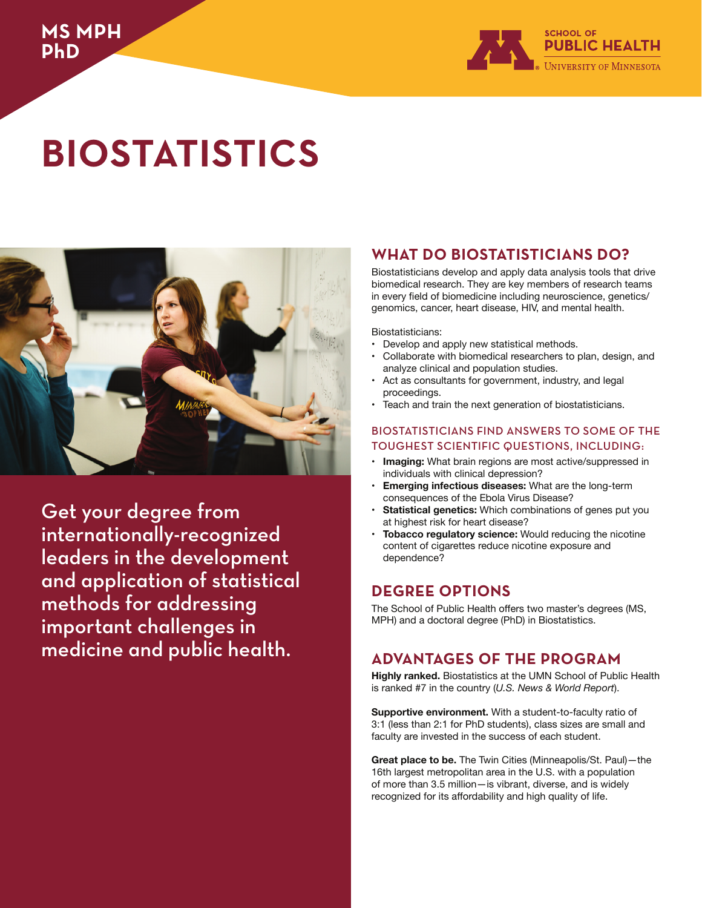MS MPH
PhD

SCHOOL OF
PUBLIC HEALTH
UNIVERSITY OF MINNESOTA

# BIOSTATISTICS

Get your degree from internationally-recognized leaders in the development and application of statistical methods for addressing important challenges in medicine and public health.

## WHAT DO BIOSTATISTICIANS DO?

Biostatisticians develop and apply data analysis tools that drive biomedical research. They are key members of research teams in every field of biomedicine including neuroscience, genetics/genomics, cancer, heart disease, HIV, and mental health.

Biostatisticians:

- Develop and apply new statistical methods.
- Collaborate with biomedical researchers to plan, design, and analyze clinical and population studies.
- Act as consultants for government, industry, and legal proceedings.
- Teach and train the next generation of biostatisticians.

### BIOSTATISTICIANS FIND ANSWERS TO SOME OF THE TOUGHEST SCIENTIFIC QUESTIONS, INCLUDING:

- **Imaging:** What brain regions are most active/suppressed in individuals with clinical depression?
- **Emerging infectious diseases:** What are the long-term consequences of the Ebola Virus Disease?
- **Statistical genetics:** Which combinations of genes put you at highest risk for heart disease?
- **Tobacco regulatory science:** Would reducing the nicotine content of cigarettes reduce nicotine exposure and dependence?

## DEGREE OPTIONS

The School of Public Health offers two master's degrees (MS, MPH) and a doctoral degree (PhD) in Biostatistics.

## ADVANTAGES OF THE PROGRAM

**Highly ranked.** Biostatistics at the UMN School of Public Health is ranked #7 in the country (*U.S. News & World Report*).

**Supportive environment.** With a student-to-faculty ratio of 3:1 (less than 2:1 for PhD students), class sizes are small and faculty are invested in the success of each student.

**Great place to be.** The Twin Cities (Minneapolis/St. Paul)—the 16th largest metropolitan area in the U.S. with a population of more than 3.5 million—is vibrant, diverse, and is widely recognized for its affordability and high quality of life.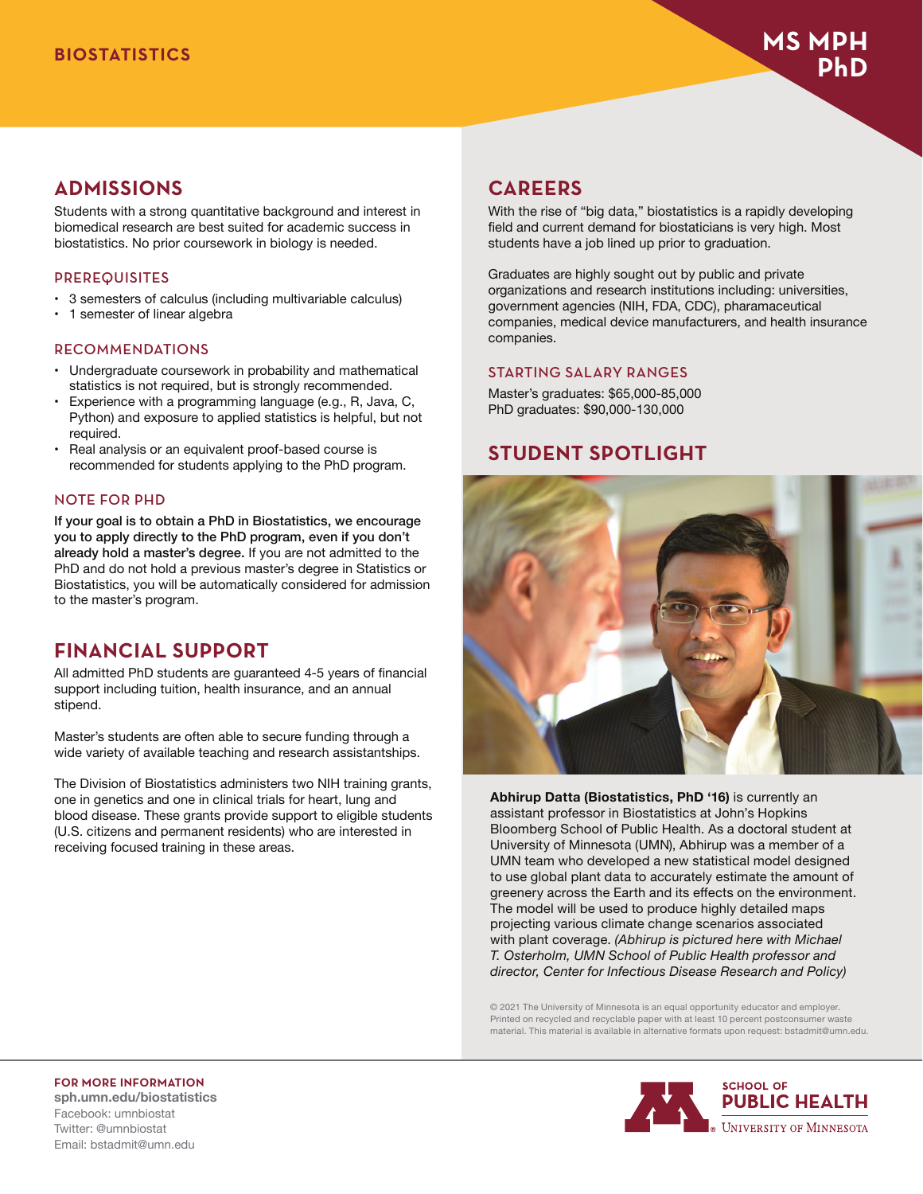BIOSTATISTICS

MS MPH
PhD

## ADMISSIONS

Students with a strong quantitative background and interest in biomedical research are best suited for academic success in biostatistics. No prior coursework in biology is needed.

### PREREQUISITES

- 3 semesters of calculus (including multivariable calculus)
- 1 semester of linear algebra

### RECOMMENDATIONS

- Undergraduate coursework in probability and mathematical statistics is not required, but is strongly recommended.
- Experience with a programming language (e.g., R, Java, C, Python) and exposure to applied statistics is helpful, but not required.
- Real analysis or an equivalent proof-based course is recommended for students applying to the PhD program.

### NOTE FOR PHD

**If your goal is to obtain a PhD in Biostatistics, we encourage you to apply directly to the PhD program, even if you don't already hold a master's degree.** If you are not admitted to the PhD and do not hold a previous master's degree in Statistics or Biostatistics, you will be automatically considered for admission to the master's program.

## FINANCIAL SUPPORT

All admitted PhD students are guaranteed 4-5 years of financial support including tuition, health insurance, and an annual stipend.

Master's students are often able to secure funding through a wide variety of available teaching and research assistantships.

The Division of Biostatistics administers two NIH training grants, one in genetics and one in clinical trials for heart, lung and blood disease. These grants provide support to eligible students (U.S. citizens and permanent residents) who are interested in receiving focused training in these areas.

## CAREERS

With the rise of "big data," biostatistics is a rapidly developing field and current demand for biostaticians is very high. Most students have a job lined up prior to graduation.

Graduates are highly sought out by public and private organizations and research institutions including: universities, government agencies (NIH, FDA, CDC), pharamaceutical companies, medical device manufacturers, and health insurance companies.

### STARTING SALARY RANGES

Master's graduates: $65,000-85,000
PhD graduates: $90,000-130,000

## STUDENT SPOTLIGHT

**Abhirup Datta (Biostatistics, PhD '16)** is currently an assistant professor in Biostatistics at John's Hopkins Bloomberg School of Public Health. As a doctoral student at University of Minnesota (UMN), Abhirup was a member of a UMN team who developed a new statistical model designed to use global plant data to accurately estimate the amount of greenery across the Earth and its effects on the environment. The model will be used to produce highly detailed maps projecting various climate change scenarios associated with plant coverage. *(Abhirup is pictured here with Michael T. Osterholm, UMN School of Public Health professor and director, Center for Infectious Disease Research and Policy)*

© 2021 The University of Minnesota is an equal opportunity educator and employer. Printed on recycled and recyclable paper with at least 10 percent postconsumer waste material. This material is available in alternative formats upon request: bstadmit@umn.edu.

**FOR MORE INFORMATION**
**sph.umn.edu/biostatistics**
Facebook: umnbiostat
Twitter: @umnbiostat
Email: bstadmit@umn.edu

SCHOOL OF PUBLIC HEALTH
UNIVERSITY OF MINNESOTA